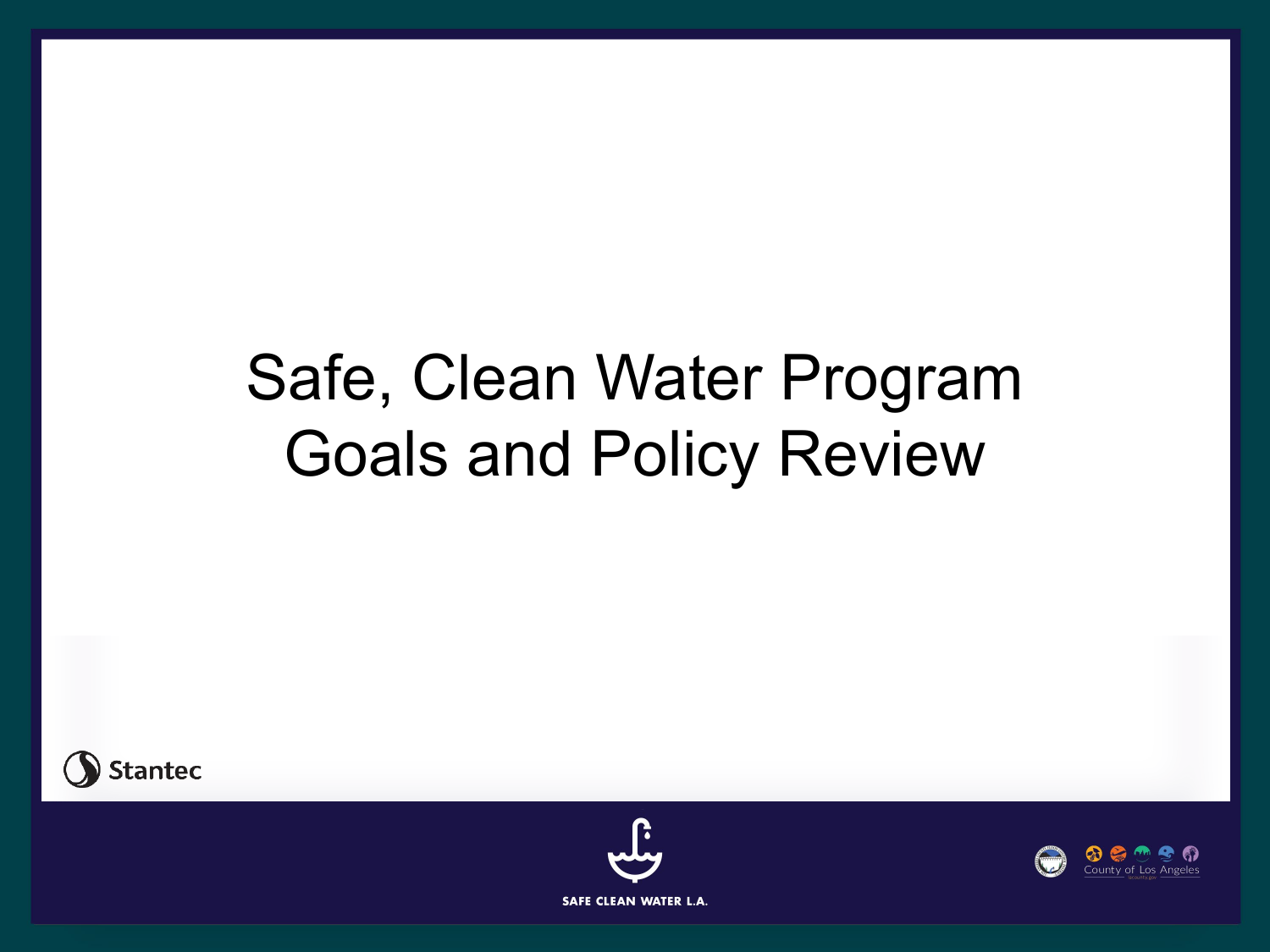# Safe, Clean Water Program Goals and Policy Review

Stantec

SAFE CLEAN WATER L.A.

County of Los Angeles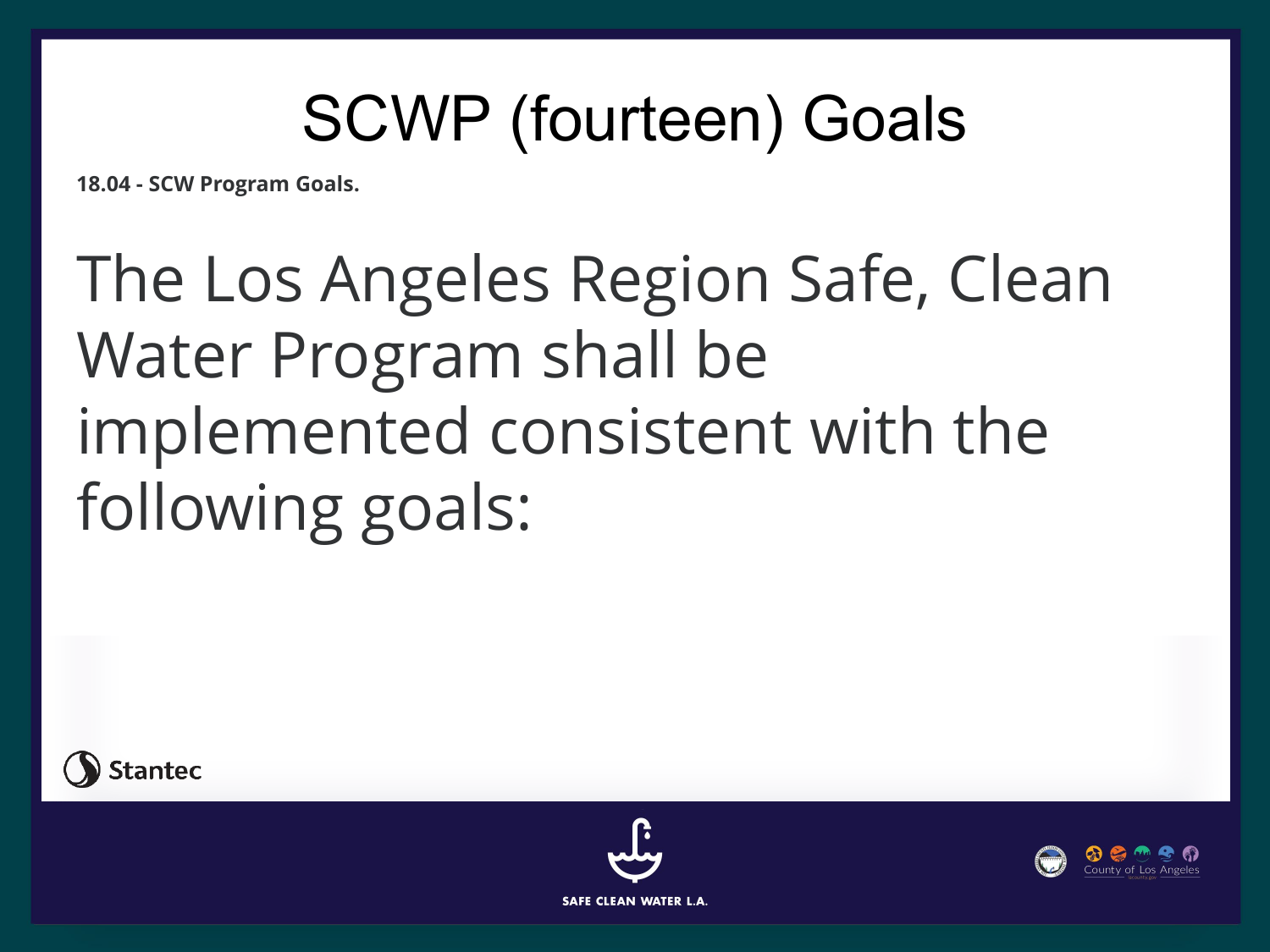# SCWP (fourteen) Goals

**18.04 - SCW Program Goals.**

The Los Angeles Region Safe, Clean Water Program shall be implemented consistent with the following goals: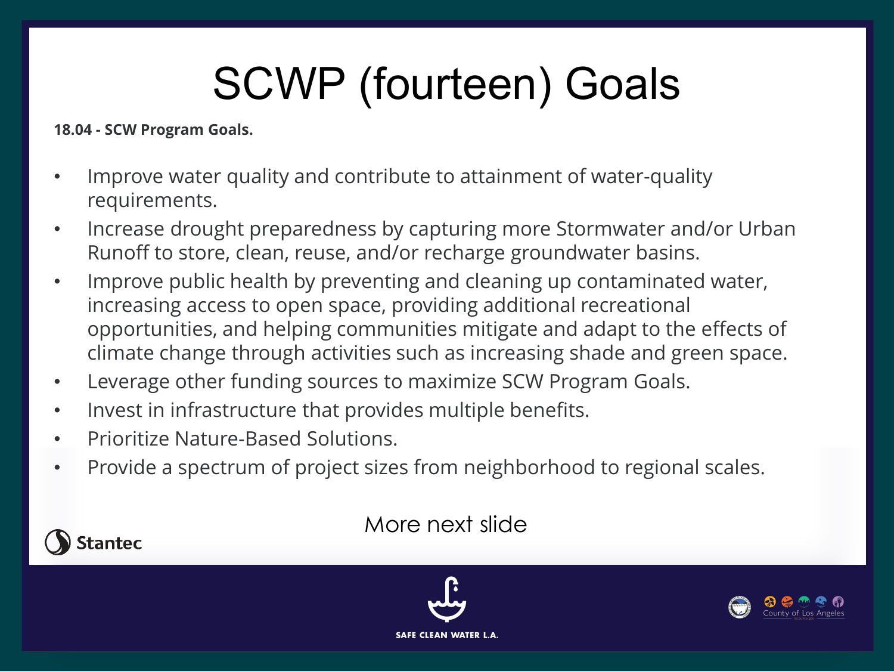# SCWP (fourteen) Goals

**18.04 - SCW Program Goals.**

- Improve water quality and contribute to attainment of water-quality requirements.
- Increase drought preparedness by capturing more Stormwater and/or Urban Runoff to store, clean, reuse, and/or recharge groundwater basins.
- Improve public health by preventing and cleaning up contaminated water, increasing access to open space, providing additional recreational opportunities, and helping communities mitigate and adapt to the effects of climate change through activities such as increasing shade and green space.
- Leverage other funding sources to maximize SCW Program Goals.
- Invest in infrastructure that provides multiple benefits.
- Prioritize Nature-Based Solutions.
- Provide a spectrum of project sizes from neighborhood to regional scales.

More next slide

Stantec

SAFE CLEAN WATER L.A.

County of Los Angeles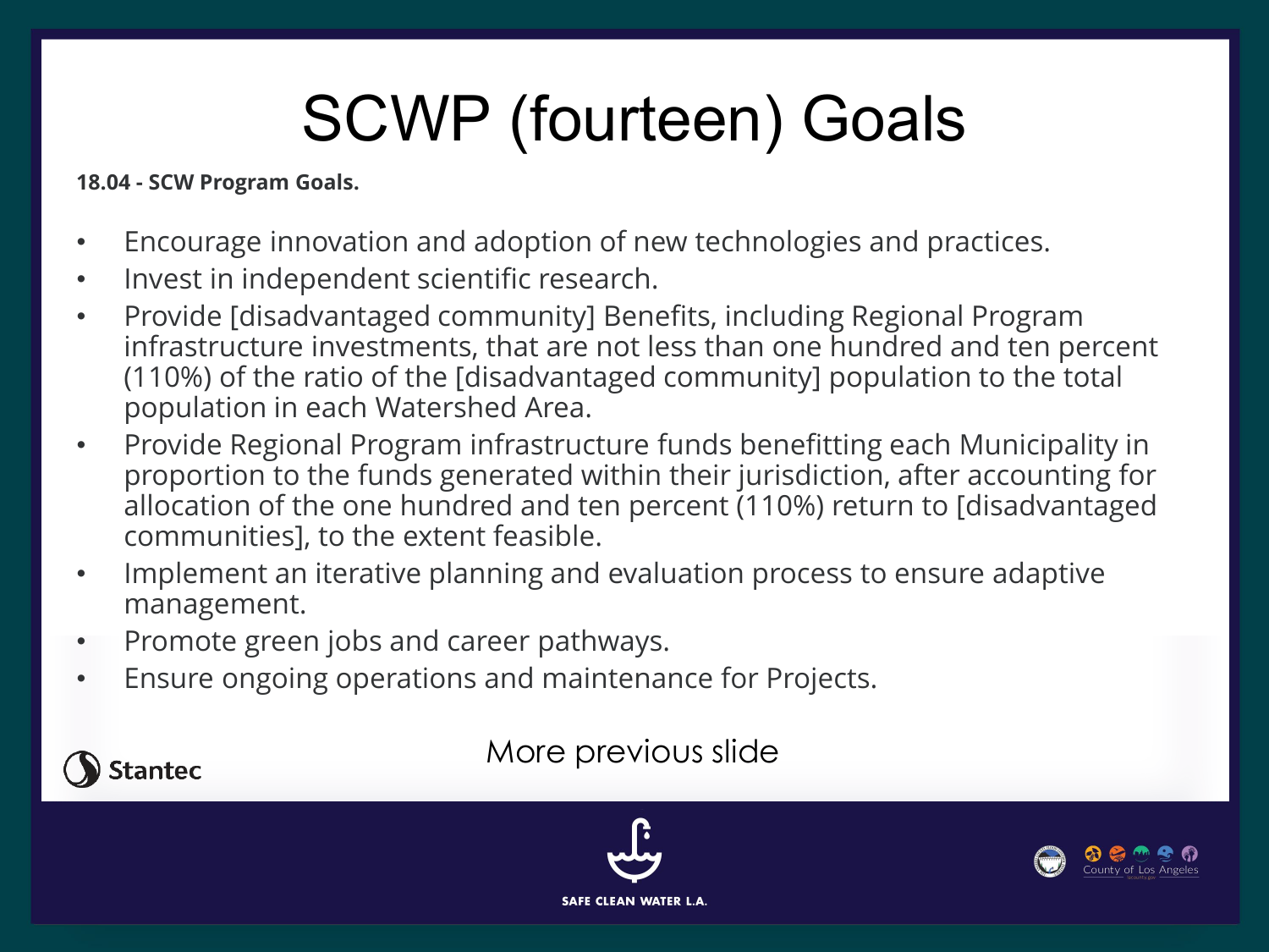# SCWP (fourteen) Goals

**18.04 - SCW Program Goals.**

- Encourage innovation and adoption of new technologies and practices.
- Invest in independent scientific research.
- Provide [disadvantaged community] Benefits, including Regional Program infrastructure investments, that are not less than one hundred and ten percent (110%) of the ratio of the [disadvantaged community] population to the total population in each Watershed Area.
- Provide Regional Program infrastructure funds benefitting each Municipality in proportion to the funds generated within their jurisdiction, after accounting for allocation of the one hundred and ten percent (110%) return to [disadvantaged communities], to the extent feasible.
- Implement an iterative planning and evaluation process to ensure adaptive management.
- Promote green jobs and career pathways.
- Ensure ongoing operations and maintenance for Projects.

More previous slide

Stantec

SAFE CLEAN WATER L.A.

County of Los Angeles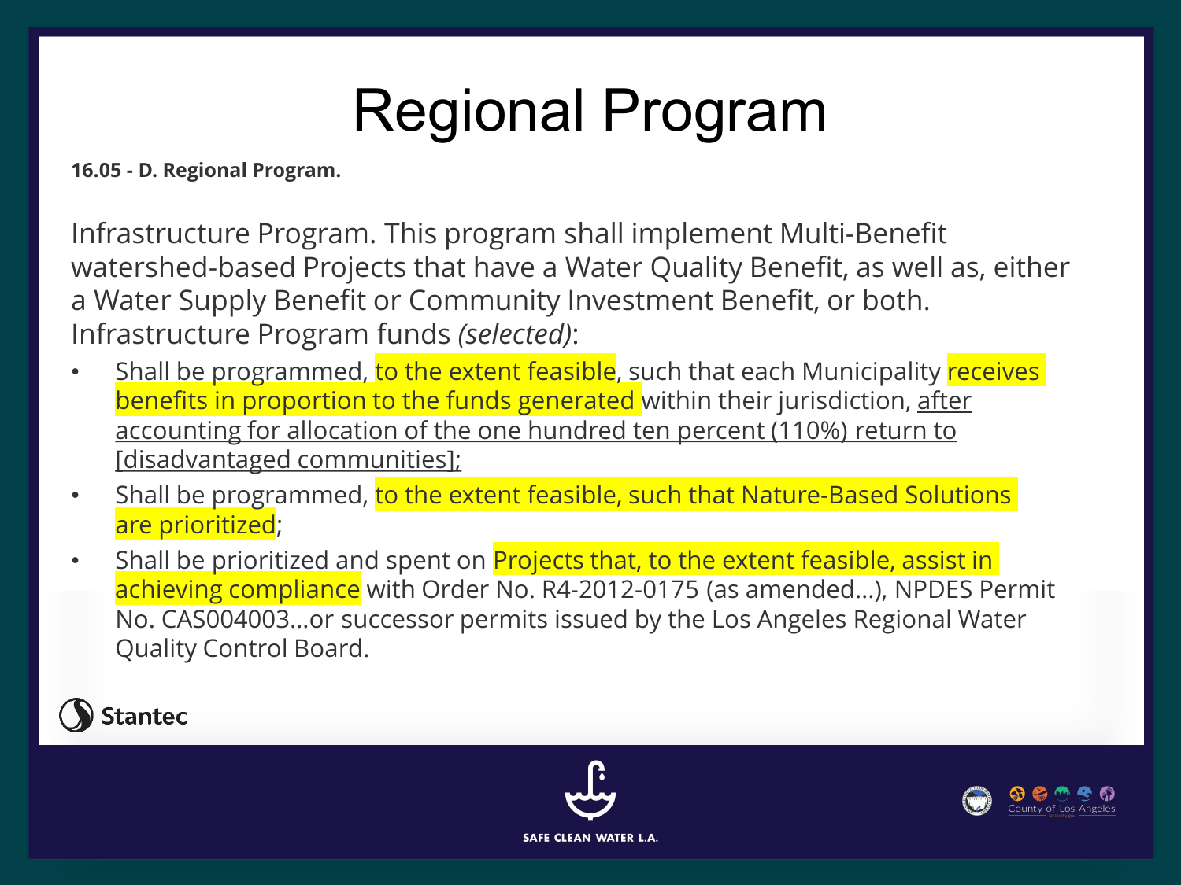# Regional Program

**16.05 - D. Regional Program.**

Infrastructure Program. This program shall implement Multi-Benefit watershed-based Projects that have a Water Quality Benefit, as well as, either a Water Supply Benefit or Community Investment Benefit, or both. Infrastructure Program funds *(selected)*:

- Shall be programmed, to the extent feasible, such that each Municipality receives benefits in proportion to the funds generated within their jurisdiction, after accounting for allocation of the one hundred ten percent (110%) return to [disadvantaged communities];
- Shall be programmed, to the extent feasible, such that Nature-Based Solutions are prioritized;
- Shall be prioritized and spent on Projects that, to the extent feasible, assist in achieving compliance with Order No. R4-2012-0175 (as amended…), NPDES Permit No. CAS004003…or successor permits issued by the Los Angeles Regional Water Quality Control Board.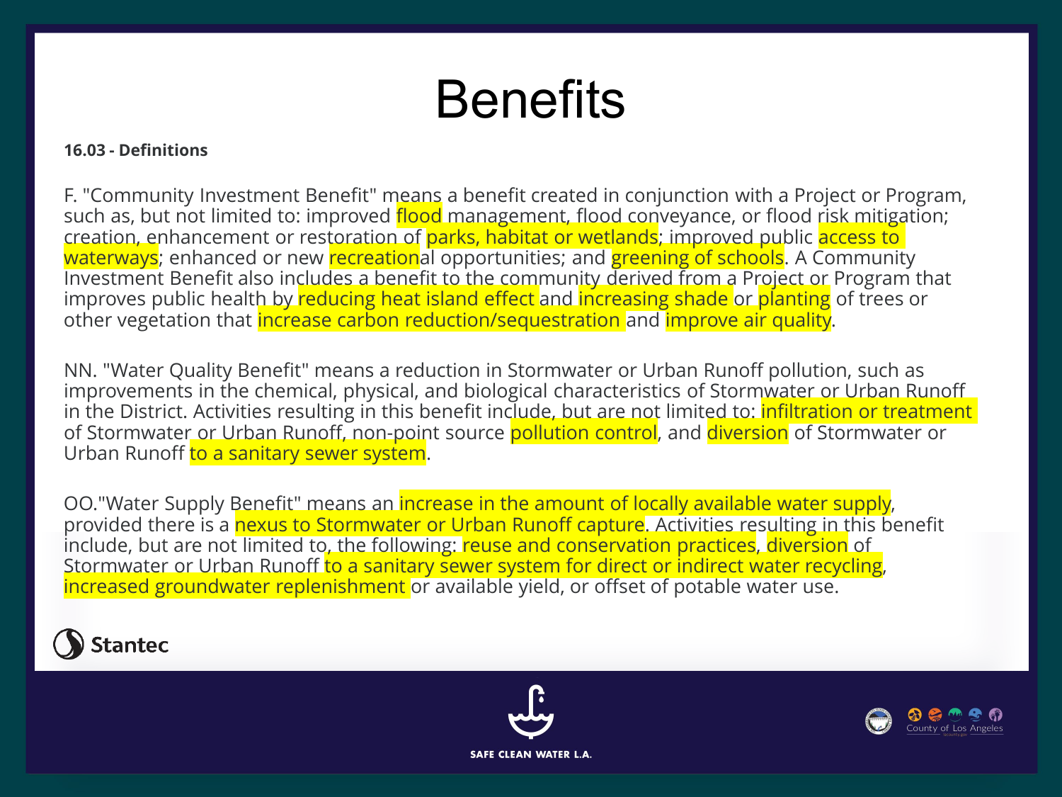# Benefits

**16.03 - Definitions**

F. "Community Investment Benefit" means a benefit created in conjunction with a Project or Program, such as, but not limited to: improved flood management, flood conveyance, or flood risk mitigation; creation, enhancement or restoration of parks, habitat or wetlands; improved public access to waterways; enhanced or new recreational opportunities; and greening of schools. A Community Investment Benefit also includes a benefit to the community derived from a Project or Program that improves public health by reducing heat island effect and increasing shade or planting of trees or other vegetation that increase carbon reduction/sequestration and improve air quality.

NN. "Water Quality Benefit" means a reduction in Stormwater or Urban Runoff pollution, such as improvements in the chemical, physical, and biological characteristics of Stormwater or Urban Runoff in the District. Activities resulting in this benefit include, but are not limited to: infiltration or treatment of Stormwater or Urban Runoff, non-point source pollution control, and diversion of Stormwater or Urban Runoff to a sanitary sewer system.

OO."Water Supply Benefit" means an increase in the amount of locally available water supply, provided there is a nexus to Stormwater or Urban Runoff capture. Activities resulting in this benefit include, but are not limited to, the following: reuse and conservation practices, diversion of Stormwater or Urban Runoff to a sanitary sewer system for direct or indirect water recycling, increased groundwater replenishment or available yield, or offset of potable water use.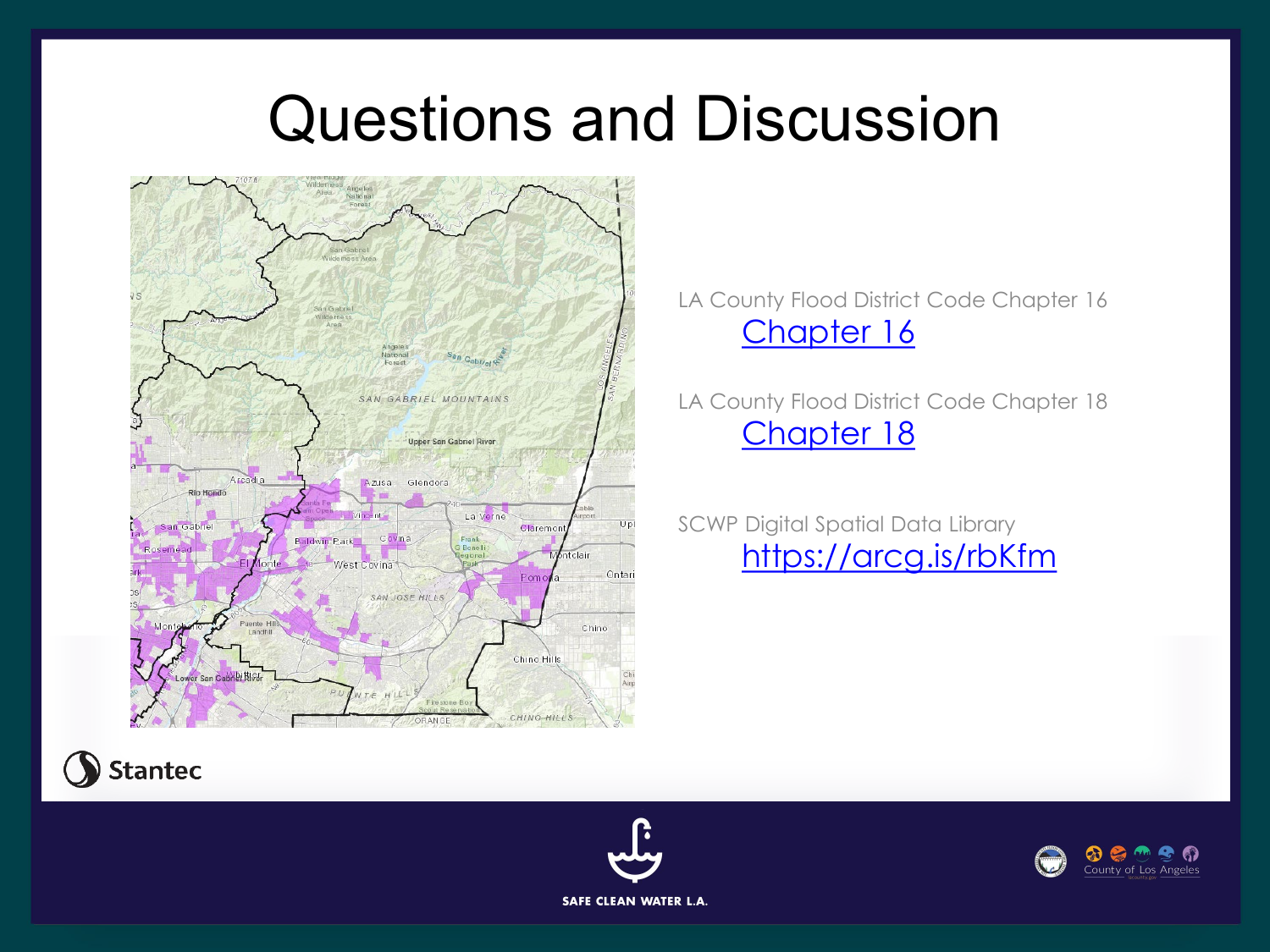# Questions and Discussion

LA County Flood District Code Chapter 16

[Chapter 16]

LA County Flood District Code Chapter 18

[Chapter 18]

SCWP Digital Spatial Data Library

https://arcg.is/rbKfm